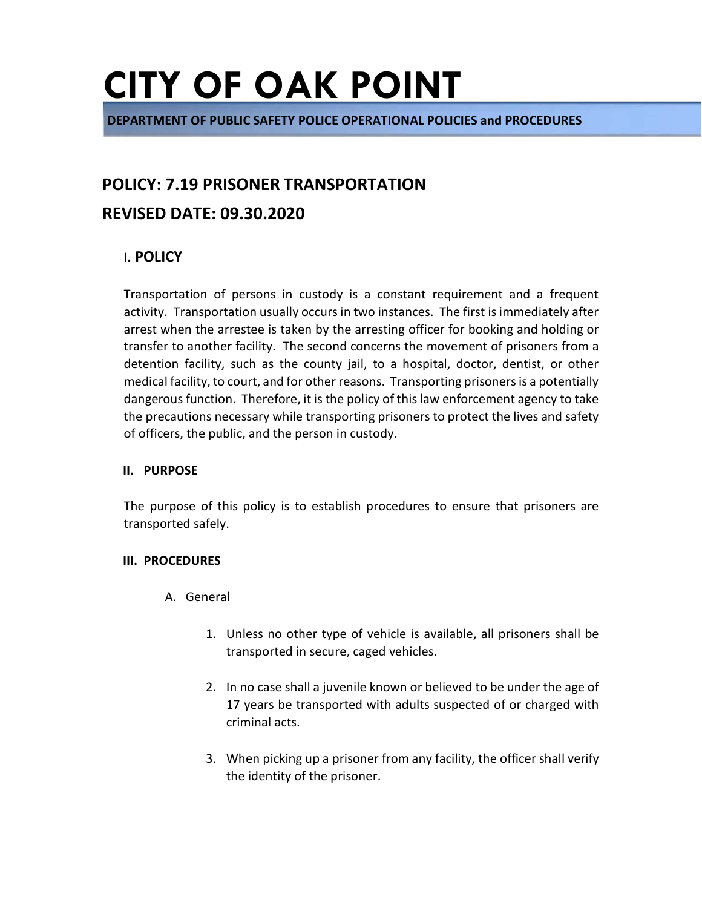# CITY OF OAK POINT

**DEPARTMENT OF PUBLIC SAFETY POLICE OPERATIONAL POLICIES and PROCEDURES**

## POLICY: 7.19 PRISONER TRANSPORTATION

## REVISED DATE: 09.30.2020

### I. POLICY

Transportation of persons in custody is a constant requirement and a frequent activity. Transportation usually occurs in two instances. The first is immediately after arrest when the arrestee is taken by the arresting officer for booking and holding or transfer to another facility. The second concerns the movement of prisoners from a detention facility, such as the county jail, to a hospital, doctor, dentist, or other medical facility, to court, and for other reasons. Transporting prisoners is a potentially dangerous function. Therefore, it is the policy of this law enforcement agency to take the precautions necessary while transporting prisoners to protect the lives and safety of officers, the public, and the person in custody.

### II. PURPOSE

The purpose of this policy is to establish procedures to ensure that prisoners are transported safely.

### III. PROCEDURES

A. General

1. Unless no other type of vehicle is available, all prisoners shall be transported in secure, caged vehicles.

2. In no case shall a juvenile known or believed to be under the age of 17 years be transported with adults suspected of or charged with criminal acts.

3. When picking up a prisoner from any facility, the officer shall verify the identity of the prisoner.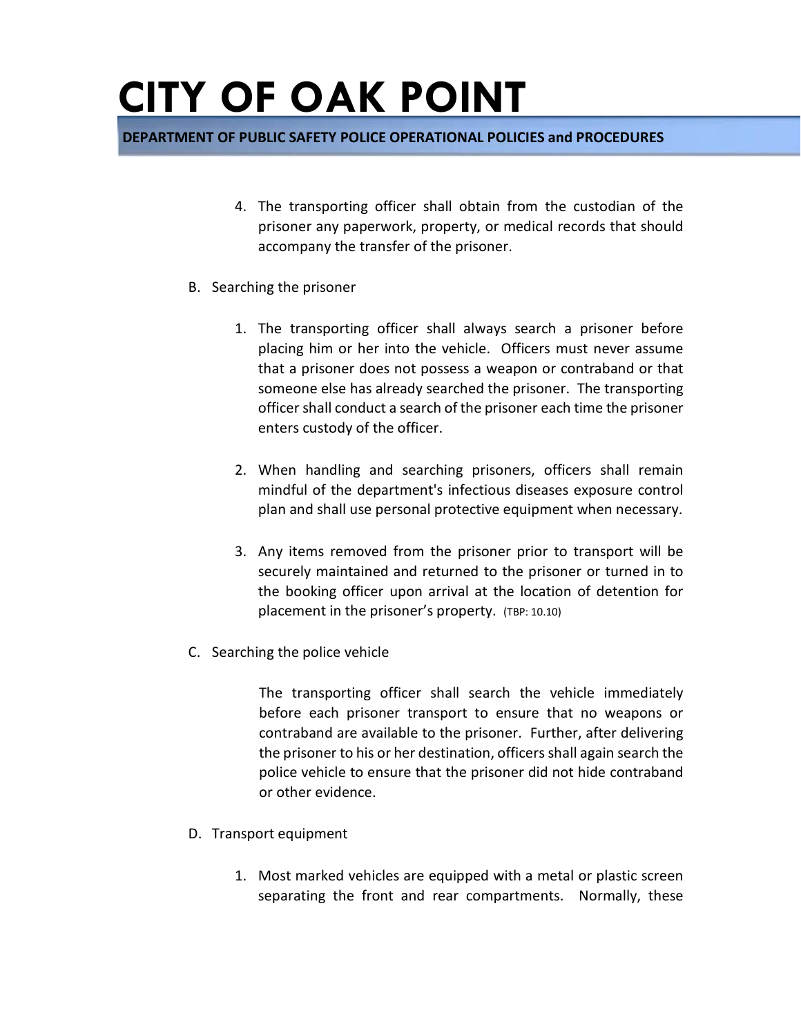4. The transporting officer shall obtain from the custodian of the prisoner any paperwork, property, or medical records that should accompany the transfer of the prisoner.

B. Searching the prisoner

1. The transporting officer shall always search a prisoner before placing him or her into the vehicle. Officers must never assume that a prisoner does not possess a weapon or contraband or that someone else has already searched the prisoner. The transporting officer shall conduct a search of the prisoner each time the prisoner enters custody of the officer.

2. When handling and searching prisoners, officers shall remain mindful of the department's infectious diseases exposure control plan and shall use personal protective equipment when necessary.

3. Any items removed from the prisoner prior to transport will be securely maintained and returned to the prisoner or turned in to the booking officer upon arrival at the location of detention for placement in the prisoner's property. (TBP: 10.10)

C. Searching the police vehicle

The transporting officer shall search the vehicle immediately before each prisoner transport to ensure that no weapons or contraband are available to the prisoner. Further, after delivering the prisoner to his or her destination, officers shall again search the police vehicle to ensure that the prisoner did not hide contraband or other evidence.

D. Transport equipment

1. Most marked vehicles are equipped with a metal or plastic screen separating the front and rear compartments. Normally, these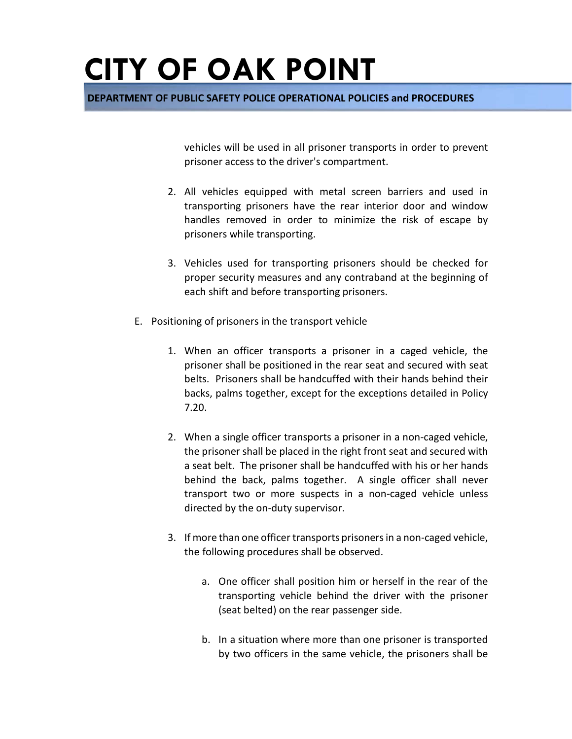vehicles will be used in all prisoner transports in order to prevent prisoner access to the driver's compartment.

2. All vehicles equipped with metal screen barriers and used in transporting prisoners have the rear interior door and window handles removed in order to minimize the risk of escape by prisoners while transporting.

3. Vehicles used for transporting prisoners should be checked for proper security measures and any contraband at the beginning of each shift and before transporting prisoners.

E. Positioning of prisoners in the transport vehicle

1. When an officer transports a prisoner in a caged vehicle, the prisoner shall be positioned in the rear seat and secured with seat belts. Prisoners shall be handcuffed with their hands behind their backs, palms together, except for the exceptions detailed in Policy 7.20.

2. When a single officer transports a prisoner in a non-caged vehicle, the prisoner shall be placed in the right front seat and secured with a seat belt. The prisoner shall be handcuffed with his or her hands behind the back, palms together. A single officer shall never transport two or more suspects in a non-caged vehicle unless directed by the on-duty supervisor.

3. If more than one officer transports prisoners in a non-caged vehicle, the following procedures shall be observed.

   a. One officer shall position him or herself in the rear of the transporting vehicle behind the driver with the prisoner (seat belted) on the rear passenger side.

   b. In a situation where more than one prisoner is transported by two officers in the same vehicle, the prisoners shall be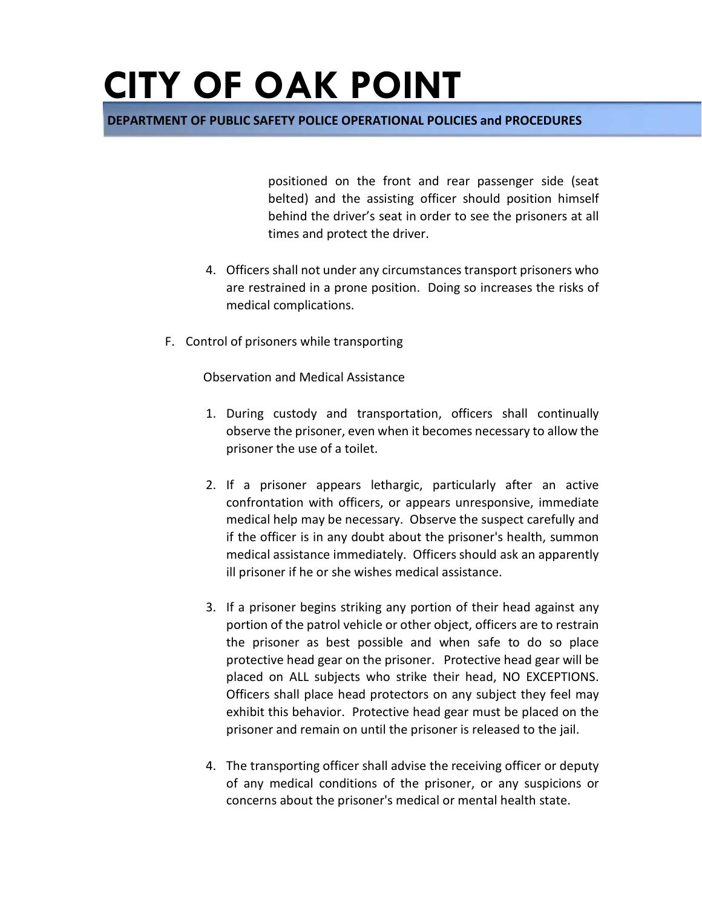positioned on the front and rear passenger side (seat belted) and the assisting officer should position himself behind the driver's seat in order to see the prisoners at all times and protect the driver.

4. Officers shall not under any circumstances transport prisoners who are restrained in a prone position. Doing so increases the risks of medical complications.

F. Control of prisoners while transporting

Observation and Medical Assistance

1. During custody and transportation, officers shall continually observe the prisoner, even when it becomes necessary to allow the prisoner the use of a toilet.

2. If a prisoner appears lethargic, particularly after an active confrontation with officers, or appears unresponsive, immediate medical help may be necessary. Observe the suspect carefully and if the officer is in any doubt about the prisoner's health, summon medical assistance immediately. Officers should ask an apparently ill prisoner if he or she wishes medical assistance.

3. If a prisoner begins striking any portion of their head against any portion of the patrol vehicle or other object, officers are to restrain the prisoner as best possible and when safe to do so place protective head gear on the prisoner. Protective head gear will be placed on ALL subjects who strike their head, NO EXCEPTIONS. Officers shall place head protectors on any subject they feel may exhibit this behavior. Protective head gear must be placed on the prisoner and remain on until the prisoner is released to the jail.

4. The transporting officer shall advise the receiving officer or deputy of any medical conditions of the prisoner, or any suspicions or concerns about the prisoner's medical or mental health state.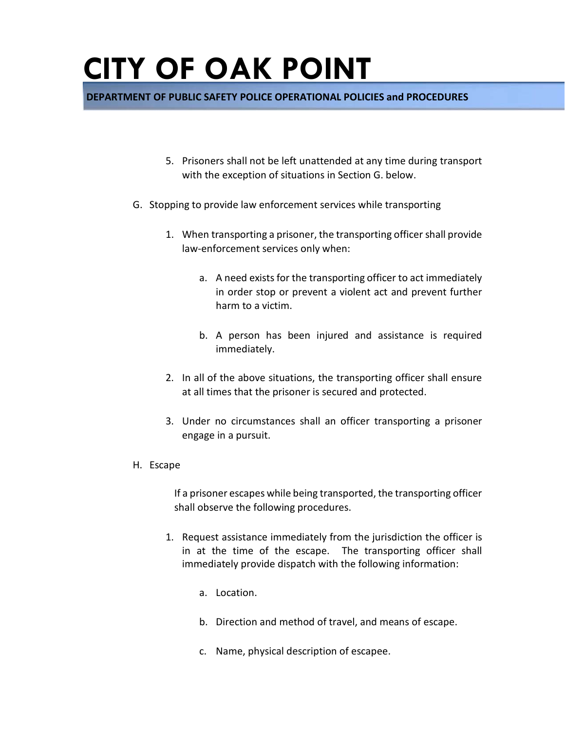5. Prisoners shall not be left unattended at any time during transport with the exception of situations in Section G. below.

G. Stopping to provide law enforcement services while transporting

1. When transporting a prisoner, the transporting officer shall provide law-enforcement services only when:

    a. A need exists for the transporting officer to act immediately in order stop or prevent a violent act and prevent further harm to a victim.

    b. A person has been injured and assistance is required immediately.

2. In all of the above situations, the transporting officer shall ensure at all times that the prisoner is secured and protected.

3. Under no circumstances shall an officer transporting a prisoner engage in a pursuit.

H. Escape

If a prisoner escapes while being transported, the transporting officer shall observe the following procedures.

1. Request assistance immediately from the jurisdiction the officer is in at the time of the escape. The transporting officer shall immediately provide dispatch with the following information:

    a. Location.

    b. Direction and method of travel, and means of escape.

    c. Name, physical description of escapee.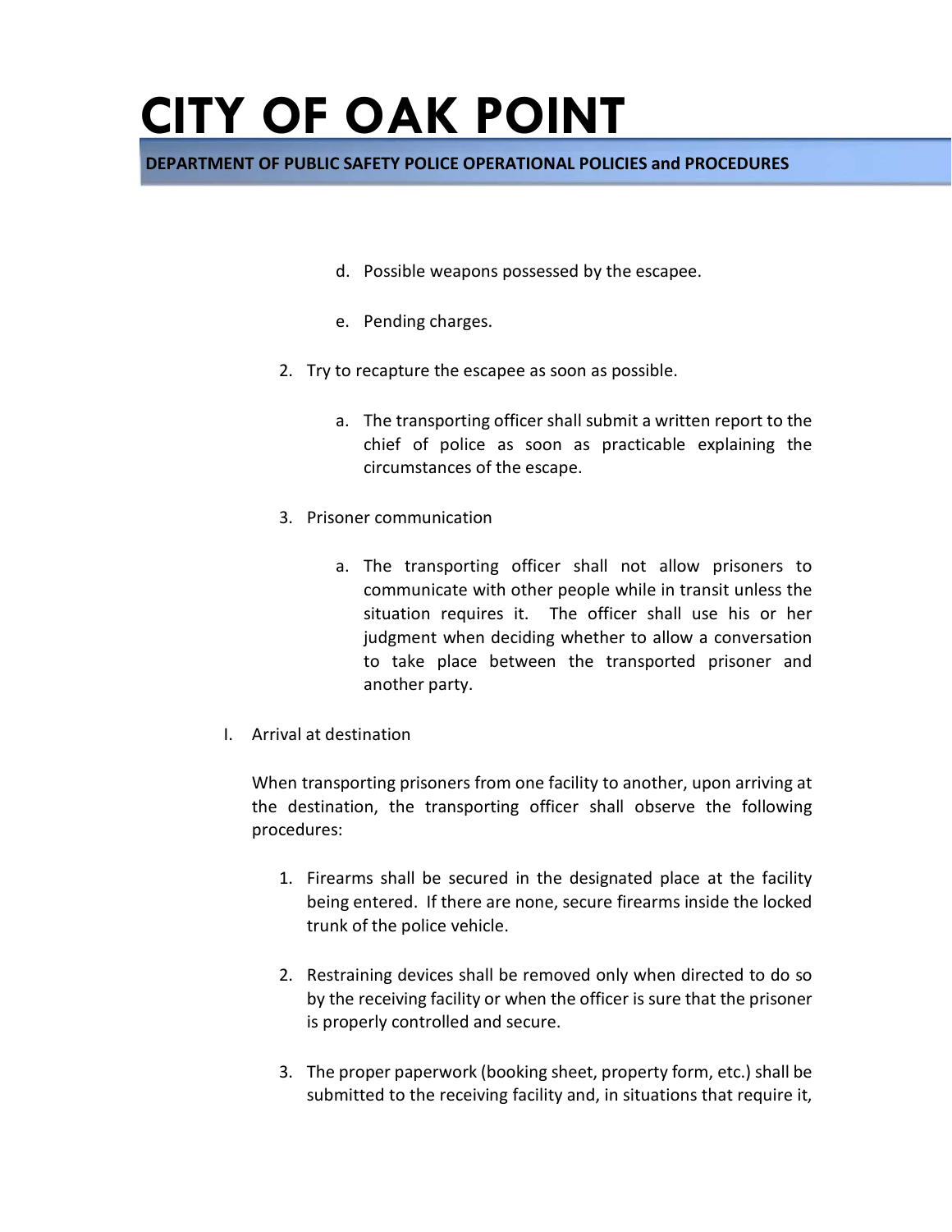d. Possible weapons possessed by the escapee.

e. Pending charges.

2. Try to recapture the escapee as soon as possible.

   a. The transporting officer shall submit a written report to the chief of police as soon as practicable explaining the circumstances of the escape.

3. Prisoner communication

   a. The transporting officer shall not allow prisoners to communicate with other people while in transit unless the situation requires it. The officer shall use his or her judgment when deciding whether to allow a conversation to take place between the transported prisoner and another party.

I. Arrival at destination

When transporting prisoners from one facility to another, upon arriving at the destination, the transporting officer shall observe the following procedures:

1. Firearms shall be secured in the designated place at the facility being entered. If there are none, secure firearms inside the locked trunk of the police vehicle.

2. Restraining devices shall be removed only when directed to do so by the receiving facility or when the officer is sure that the prisoner is properly controlled and secure.

3. The proper paperwork (booking sheet, property form, etc.) shall be submitted to the receiving facility and, in situations that require it,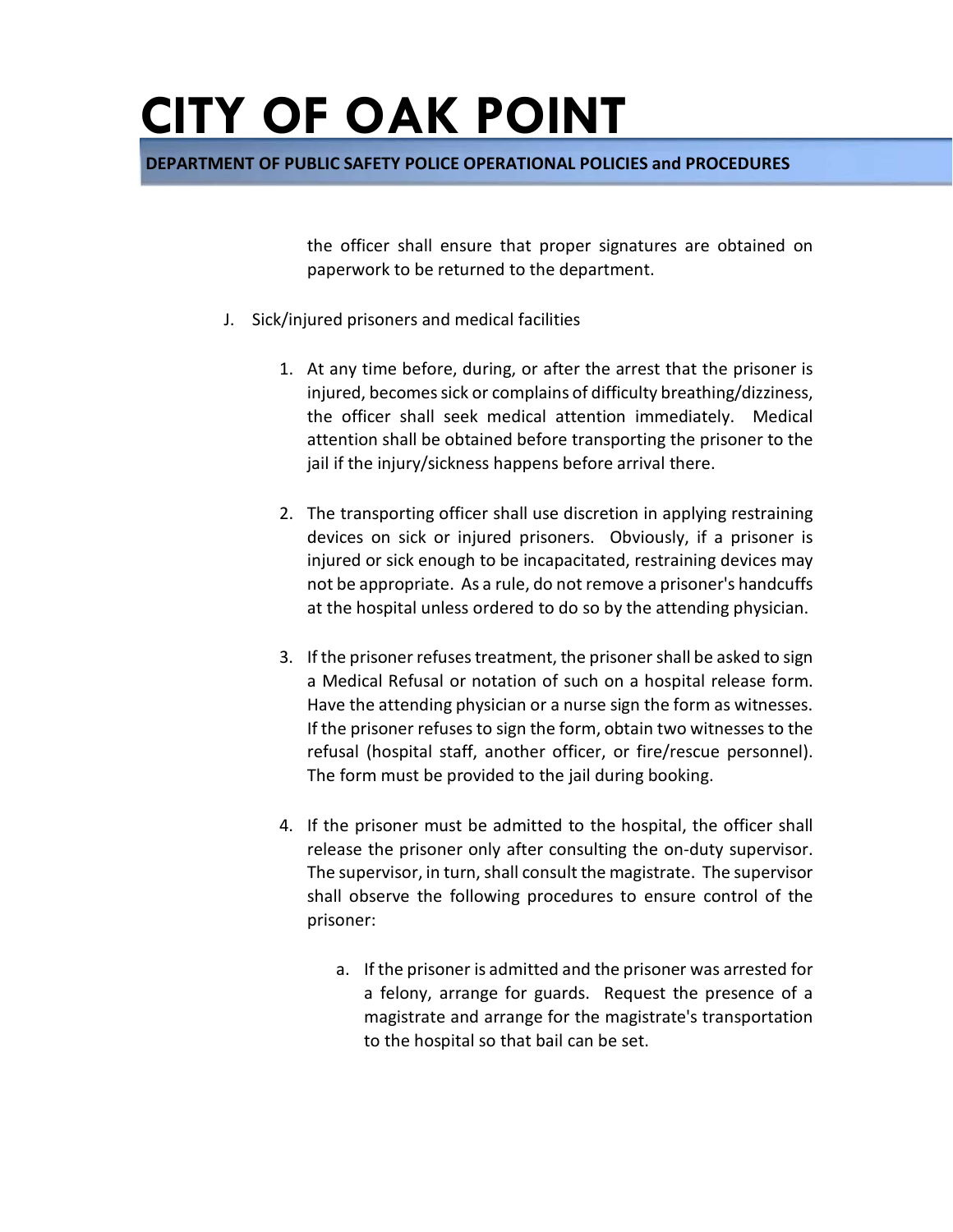the officer shall ensure that proper signatures are obtained on paperwork to be returned to the department.

J. Sick/injured prisoners and medical facilities

1. At any time before, during, or after the arrest that the prisoner is injured, becomes sick or complains of difficulty breathing/dizziness, the officer shall seek medical attention immediately. Medical attention shall be obtained before transporting the prisoner to the jail if the injury/sickness happens before arrival there.

2. The transporting officer shall use discretion in applying restraining devices on sick or injured prisoners. Obviously, if a prisoner is injured or sick enough to be incapacitated, restraining devices may not be appropriate. As a rule, do not remove a prisoner's handcuffs at the hospital unless ordered to do so by the attending physician.

3. If the prisoner refuses treatment, the prisoner shall be asked to sign a Medical Refusal or notation of such on a hospital release form. Have the attending physician or a nurse sign the form as witnesses. If the prisoner refuses to sign the form, obtain two witnesses to the refusal (hospital staff, another officer, or fire/rescue personnel). The form must be provided to the jail during booking.

4. If the prisoner must be admitted to the hospital, the officer shall release the prisoner only after consulting the on-duty supervisor. The supervisor, in turn, shall consult the magistrate. The supervisor shall observe the following procedures to ensure control of the prisoner:

   a. If the prisoner is admitted and the prisoner was arrested for a felony, arrange for guards. Request the presence of a magistrate and arrange for the magistrate's transportation to the hospital so that bail can be set.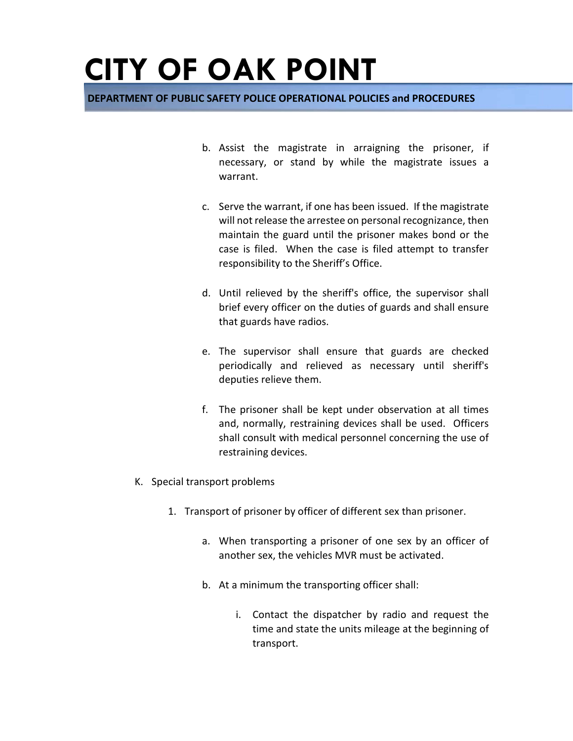b. Assist the magistrate in arraigning the prisoner, if necessary, or stand by while the magistrate issues a warrant.

c. Serve the warrant, if one has been issued. If the magistrate will not release the arrestee on personal recognizance, then maintain the guard until the prisoner makes bond or the case is filed. When the case is filed attempt to transfer responsibility to the Sheriff's Office.

d. Until relieved by the sheriff's office, the supervisor shall brief every officer on the duties of guards and shall ensure that guards have radios.

e. The supervisor shall ensure that guards are checked periodically and relieved as necessary until sheriff's deputies relieve them.

f. The prisoner shall be kept under observation at all times and, normally, restraining devices shall be used. Officers shall consult with medical personnel concerning the use of restraining devices.

K. Special transport problems

1. Transport of prisoner by officer of different sex than prisoner.

   a. When transporting a prisoner of one sex by an officer of another sex, the vehicles MVR must be activated.

   b. At a minimum the transporting officer shall:

      i. Contact the dispatcher by radio and request the time and state the units mileage at the beginning of transport.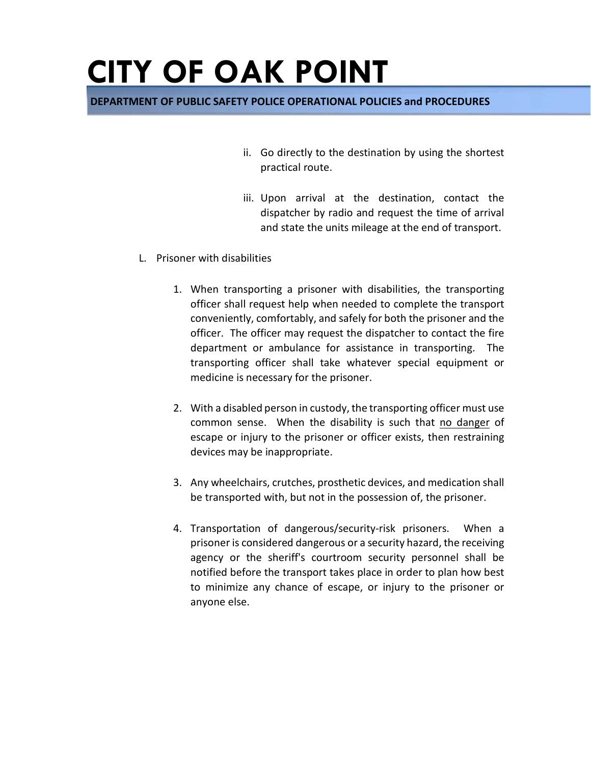ii. Go directly to the destination by using the shortest practical route.

iii. Upon arrival at the destination, contact the dispatcher by radio and request the time of arrival and state the units mileage at the end of transport.

L. Prisoner with disabilities

1. When transporting a prisoner with disabilities, the transporting officer shall request help when needed to complete the transport conveniently, comfortably, and safely for both the prisoner and the officer. The officer may request the dispatcher to contact the fire department or ambulance for assistance in transporting. The transporting officer shall take whatever special equipment or medicine is necessary for the prisoner.

2. With a disabled person in custody, the transporting officer must use common sense. When the disability is such that <u>no danger</u> of escape or injury to the prisoner or officer exists, then restraining devices may be inappropriate.

3. Any wheelchairs, crutches, prosthetic devices, and medication shall be transported with, but not in the possession of, the prisoner.

4. Transportation of dangerous/security-risk prisoners. When a prisoner is considered dangerous or a security hazard, the receiving agency or the sheriff's courtroom security personnel shall be notified before the transport takes place in order to plan how best to minimize any chance of escape, or injury to the prisoner or anyone else.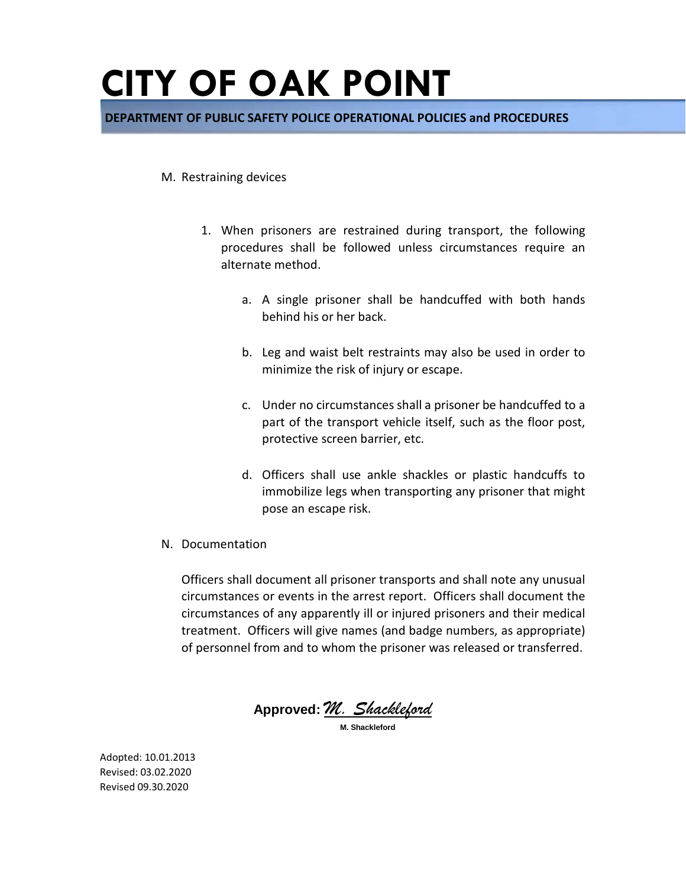M. Restraining devices

1. When prisoners are restrained during transport, the following procedures shall be followed unless circumstances require an alternate method.

    a. A single prisoner shall be handcuffed with both hands behind his or her back.

    b. Leg and waist belt restraints may also be used in order to minimize the risk of injury or escape.

    c. Under no circumstances shall a prisoner be handcuffed to a part of the transport vehicle itself, such as the floor post, protective screen barrier, etc.

    d. Officers shall use ankle shackles or plastic handcuffs to immobilize legs when transporting any prisoner that might pose an escape risk.

N. Documentation

Officers shall document all prisoner transports and shall note any unusual circumstances or events in the arrest report. Officers shall document the circumstances of any apparently ill or injured prisoners and their medical treatment. Officers will give names (and badge numbers, as appropriate) of personnel from and to whom the prisoner was released or transferred.

**Approved:** *M. Shackleford*

**M. Shackleford**

Adopted: 10.01.2013
Revised: 03.02.2020
Revised 09.30.2020